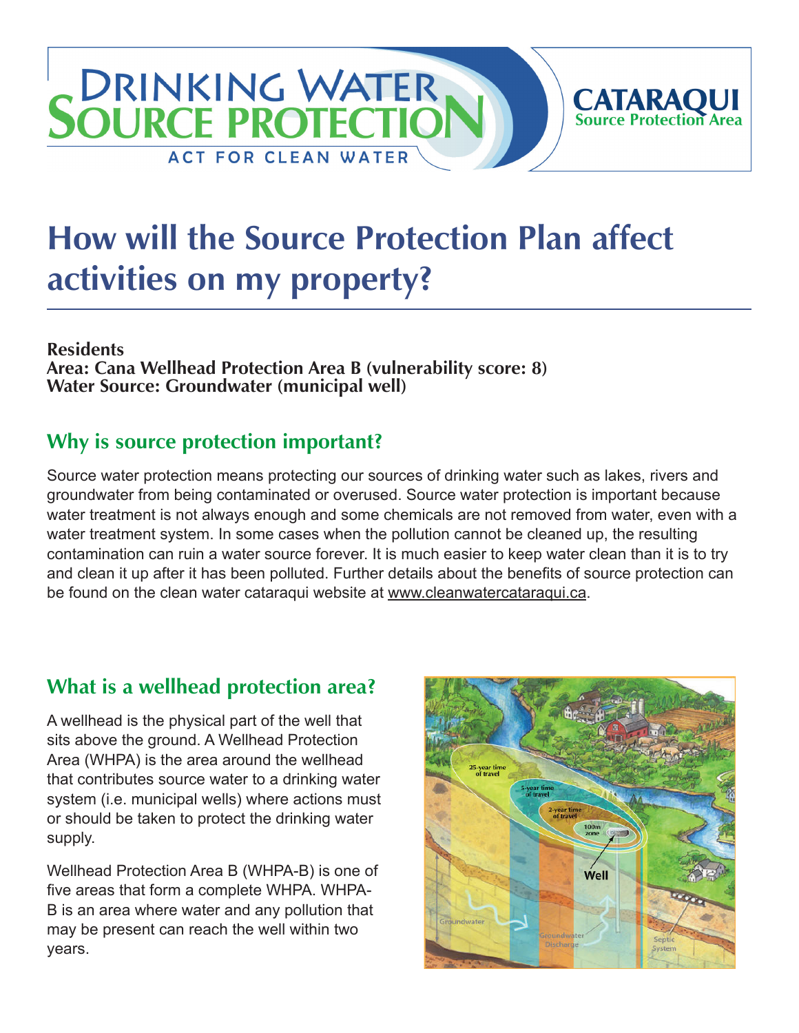# How will the Source Protection Plan affect activities on my property?

**Residents**
**Area: Cana Wellhead Protection Area B (vulnerability score: 8)**
**Water Source: Groundwater (municipal well)**

## Why is source protection important?

Source water protection means protecting our sources of drinking water such as lakes, rivers and groundwater from being contaminated or overused. Source water protection is important because water treatment is not always enough and some chemicals are not removed from water, even with a water treatment system. In some cases when the pollution cannot be cleaned up, the resulting contamination can ruin a water source forever. It is much easier to keep water clean than it is to try and clean it up after it has been polluted. Further details about the benefits of source protection can be found on the clean water cataraqui website at www.cleanwatercataraqui.ca.

## What is a wellhead protection area?

A wellhead is the physical part of the well that sits above the ground. A Wellhead Protection Area (WHPA) is the area around the wellhead that contributes source water to a drinking water system (i.e. municipal wells) where actions must or should be taken to protect the drinking water supply.

Wellhead Protection Area B (WHPA-B) is one of five areas that form a complete WHPA. WHPA-B is an area where water and any pollution that may be present can reach the well within two years.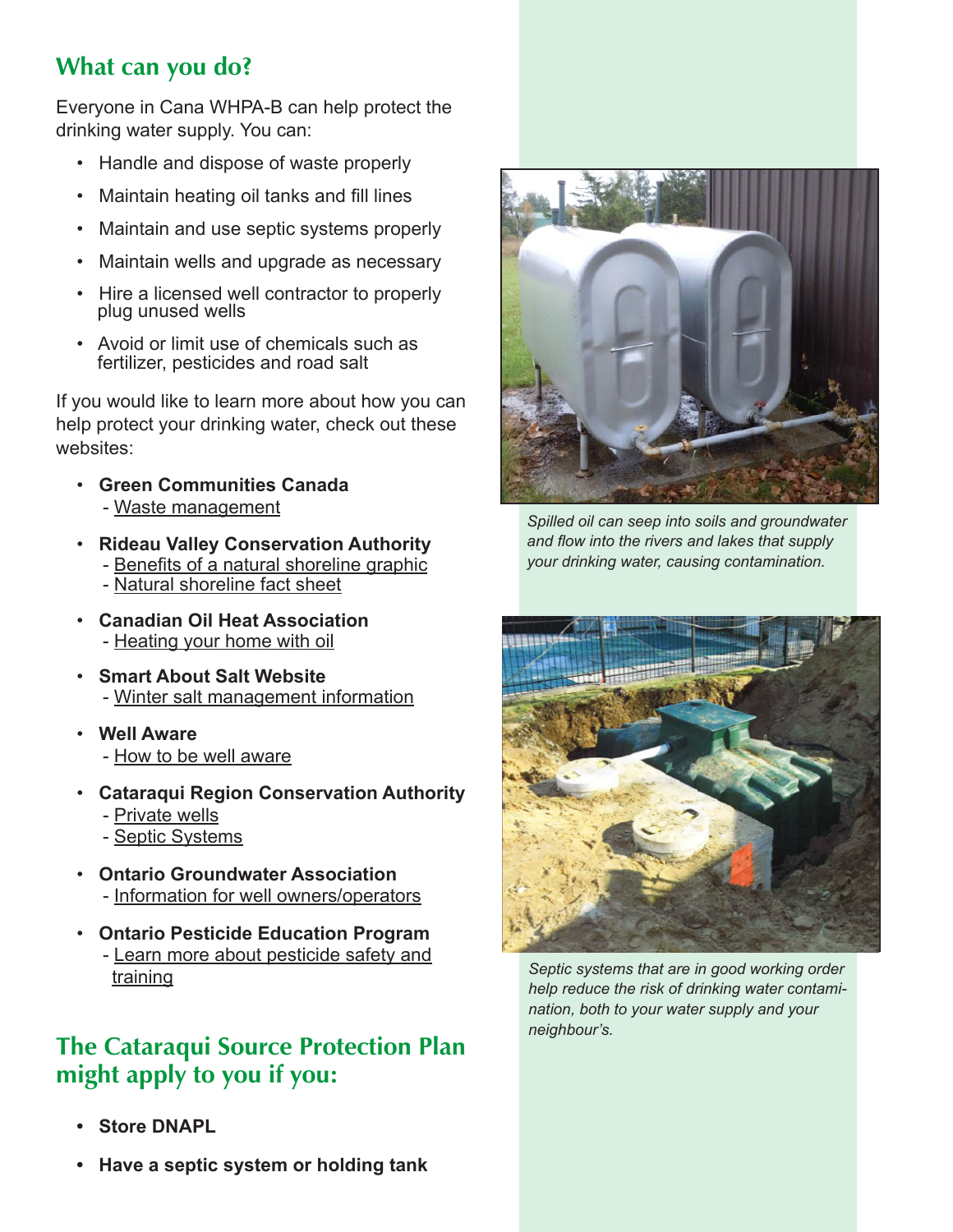## What can you do?

Everyone in Cana WHPA-B can help protect the drinking water supply. You can:

- Handle and dispose of waste properly
- Maintain heating oil tanks and fill lines
- Maintain and use septic systems properly
- Maintain wells and upgrade as necessary
- Hire a licensed well contractor to properly plug unused wells
- Avoid or limit use of chemicals such as fertilizer, pesticides and road salt

If you would like to learn more about how you can help protect your drinking water, check out these websites:

- **Green Communities Canada**
  - Waste management
- **Rideau Valley Conservation Authority**
  - Benefits of a natural shoreline graphic
  - Natural shoreline fact sheet
- **Canadian Oil Heat Association**
  - Heating your home with oil
- **Smart About Salt Website**
  - Winter salt management information
- **Well Aware**
  - How to be well aware
- **Cataraqui Region Conservation Authority**
  - Private wells
  - Septic Systems
- **Ontario Groundwater Association**
  - Information for well owners/operators
- **Ontario Pesticide Education Program**
  - Learn more about pesticide safety and training

*Spilled oil can seep into soils and groundwater and flow into the rivers and lakes that supply your drinking water, causing contamination.*

*Septic systems that are in good working order help reduce the risk of drinking water contamination, both to your water supply and your neighbour's.*

## The Cataraqui Source Protection Plan might apply to you if you:

- **Store DNAPL**
- **Have a septic system or holding tank**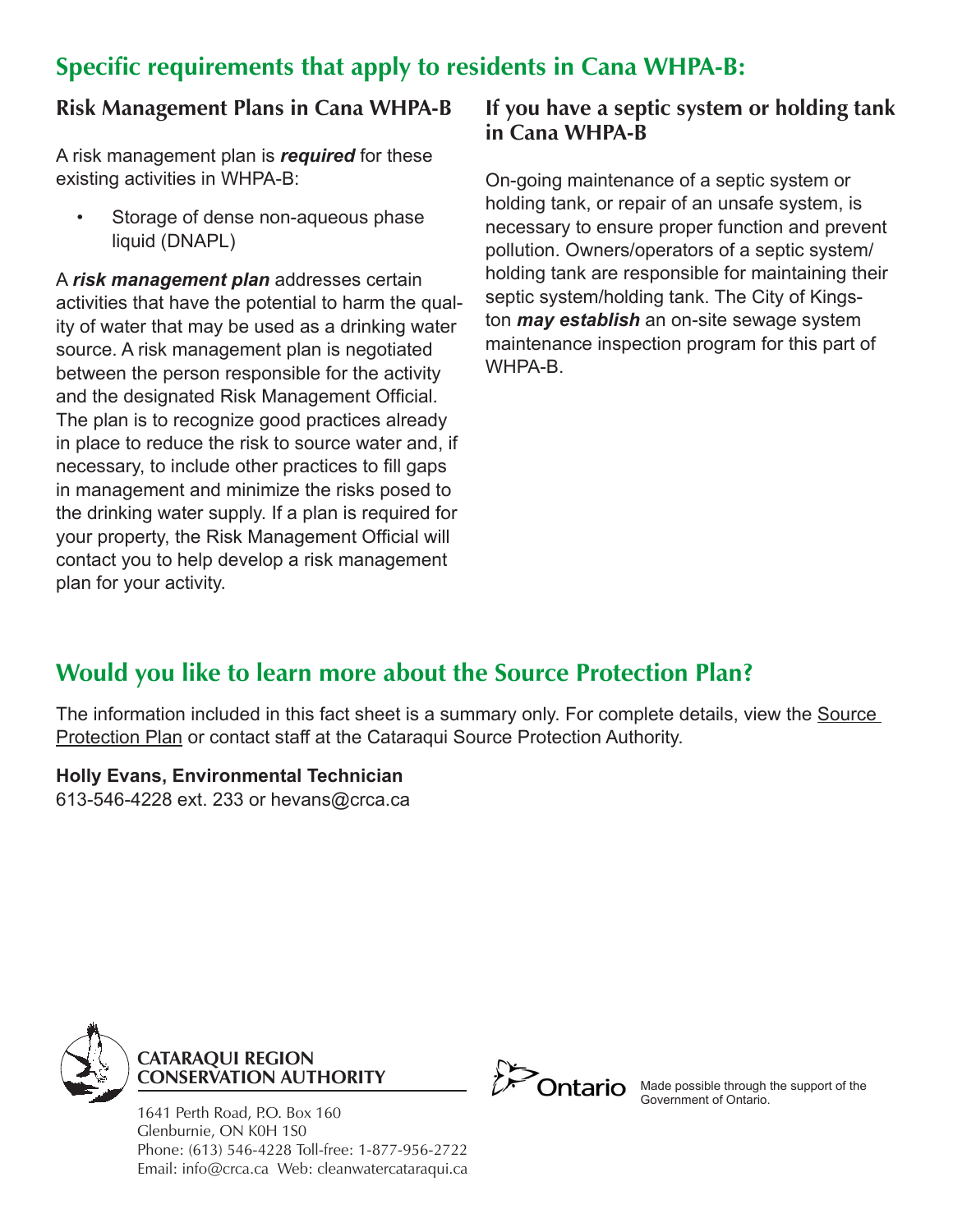## Specific requirements that apply to residents in Cana WHPA-B:

### Risk Management Plans in Cana WHPA-B

A risk management plan is ***required*** for these existing activities in WHPA-B:

- Storage of dense non-aqueous phase liquid (DNAPL)

A ***risk management plan*** addresses certain activities that have the potential to harm the quality of water that may be used as a drinking water source. A risk management plan is negotiated between the person responsible for the activity and the designated Risk Management Official. The plan is to recognize good practices already in place to reduce the risk to source water and, if necessary, to include other practices to fill gaps in management and minimize the risks posed to the drinking water supply. If a plan is required for your property, the Risk Management Official will contact you to help develop a risk management plan for your activity.

### If you have a septic system or holding tank in Cana WHPA-B

On-going maintenance of a septic system or holding tank, or repair of an unsafe system, is necessary to ensure proper function and prevent pollution. Owners/operators of a septic system/holding tank are responsible for maintaining their septic system/holding tank. The City of Kingston ***may establish*** an on-site sewage system maintenance inspection program for this part of WHPA-B.

## Would you like to learn more about the Source Protection Plan?

The information included in this fact sheet is a summary only. For complete details, view the Source Protection Plan or contact staff at the Cataraqui Source Protection Authority.

**Holly Evans, Environmental Technician**
613-546-4228 ext. 233 or hevans@crca.ca

**CATARAQUI REGION CONSERVATION AUTHORITY**

1641 Perth Road, P.O. Box 160
Glenburnie, ON K0H 1S0
Phone: (613) 546-4228 Toll-free: 1-877-956-2722
Email: info@crca.ca Web: cleanwatercataraqui.ca

Ontario

Made possible through the support of the Government of Ontario.